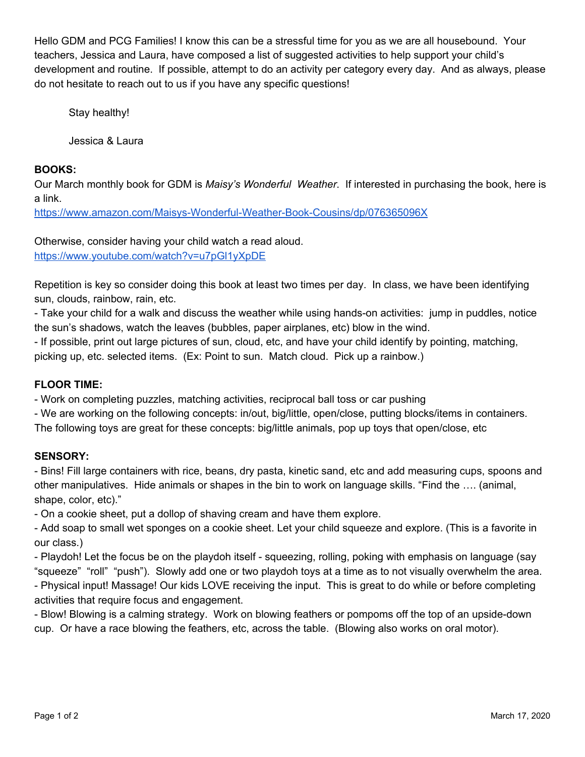Hello GDM and PCG Families! I know this can be a stressful time for you as we are all housebound. Your teachers, Jessica and Laura, have composed a list of suggested activities to help support your child's development and routine. If possible, attempt to do an activity per category every day. And as always, please do not hesitate to reach out to us if you have any specific questions!

Stay healthy!

Jessica & Laura

**BOOKS:**

Our March monthly book for GDM is *Maisy's Wonderful Weather*. If interested in purchasing the book, here is a link.
https://www.amazon.com/Maisys-Wonderful-Weather-Book-Cousins/dp/076365096X

Otherwise, consider having your child watch a read aloud.
https://www.youtube.com/watch?v=u7pGl1yXpDE

Repetition is key so consider doing this book at least two times per day. In class, we have been identifying sun, clouds, rainbow, rain, etc.

- Take your child for a walk and discuss the weather while using hands-on activities: jump in puddles, notice the sun's shadows, watch the leaves (bubbles, paper airplanes, etc) blow in the wind.
- If possible, print out large pictures of sun, cloud, etc, and have your child identify by pointing, matching, picking up, etc. selected items. (Ex: Point to sun. Match cloud. Pick up a rainbow.)

**FLOOR TIME:**

- Work on completing puzzles, matching activities, reciprocal ball toss or car pushing
- We are working on the following concepts: in/out, big/little, open/close, putting blocks/items in containers. The following toys are great for these concepts: big/little animals, pop up toys that open/close, etc

**SENSORY:**

- Bins! Fill large containers with rice, beans, dry pasta, kinetic sand, etc and add measuring cups, spoons and other manipulatives. Hide animals or shapes in the bin to work on language skills. "Find the …. (animal, shape, color, etc)."
- On a cookie sheet, put a dollop of shaving cream and have them explore.
- Add soap to small wet sponges on a cookie sheet. Let your child squeeze and explore. (This is a favorite in our class.)
- Playdoh! Let the focus be on the playdoh itself - squeezing, rolling, poking with emphasis on language (say "squeeze" "roll" "push"). Slowly add one or two playdoh toys at a time as to not visually overwhelm the area.
- Physical input! Massage! Our kids LOVE receiving the input. This is great to do while or before completing activities that require focus and engagement.
- Blow! Blowing is a calming strategy. Work on blowing feathers or pompoms off the top of an upside-down cup. Or have a race blowing the feathers, etc, across the table. (Blowing also works on oral motor).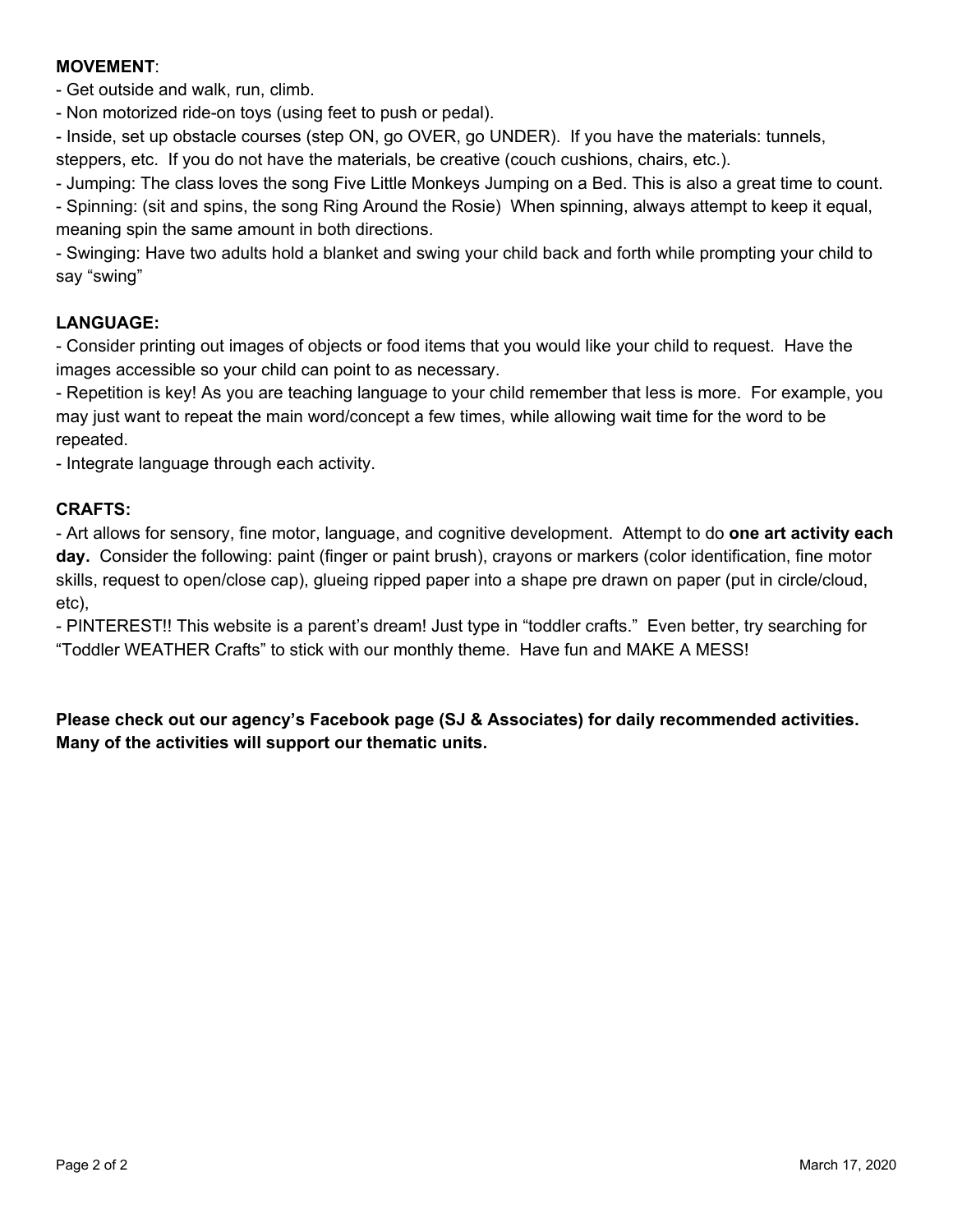**MOVEMENT**:

- Get outside and walk, run, climb.
- Non motorized ride-on toys (using feet to push or pedal).
- Inside, set up obstacle courses (step ON, go OVER, go UNDER). If you have the materials: tunnels, steppers, etc. If you do not have the materials, be creative (couch cushions, chairs, etc.).
- Jumping: The class loves the song Five Little Monkeys Jumping on a Bed. This is also a great time to count.
- Spinning: (sit and spins, the song Ring Around the Rosie) When spinning, always attempt to keep it equal, meaning spin the same amount in both directions.
- Swinging: Have two adults hold a blanket and swing your child back and forth while prompting your child to say "swing"

**LANGUAGE:**

- Consider printing out images of objects or food items that you would like your child to request. Have the images accessible so your child can point to as necessary.
- Repetition is key! As you are teaching language to your child remember that less is more. For example, you may just want to repeat the main word/concept a few times, while allowing wait time for the word to be repeated.
- Integrate language through each activity.

**CRAFTS:**

- Art allows for sensory, fine motor, language, and cognitive development. Attempt to do **one art activity each day.** Consider the following: paint (finger or paint brush), crayons or markers (color identification, fine motor skills, request to open/close cap), glueing ripped paper into a shape pre drawn on paper (put in circle/cloud, etc),
- PINTEREST!! This website is a parent's dream! Just type in "toddler crafts." Even better, try searching for "Toddler WEATHER Crafts" to stick with our monthly theme. Have fun and MAKE A MESS!

**Please check out our agency's Facebook page (SJ & Associates) for daily recommended activities. Many of the activities will support our thematic units.**

March 17, 2020